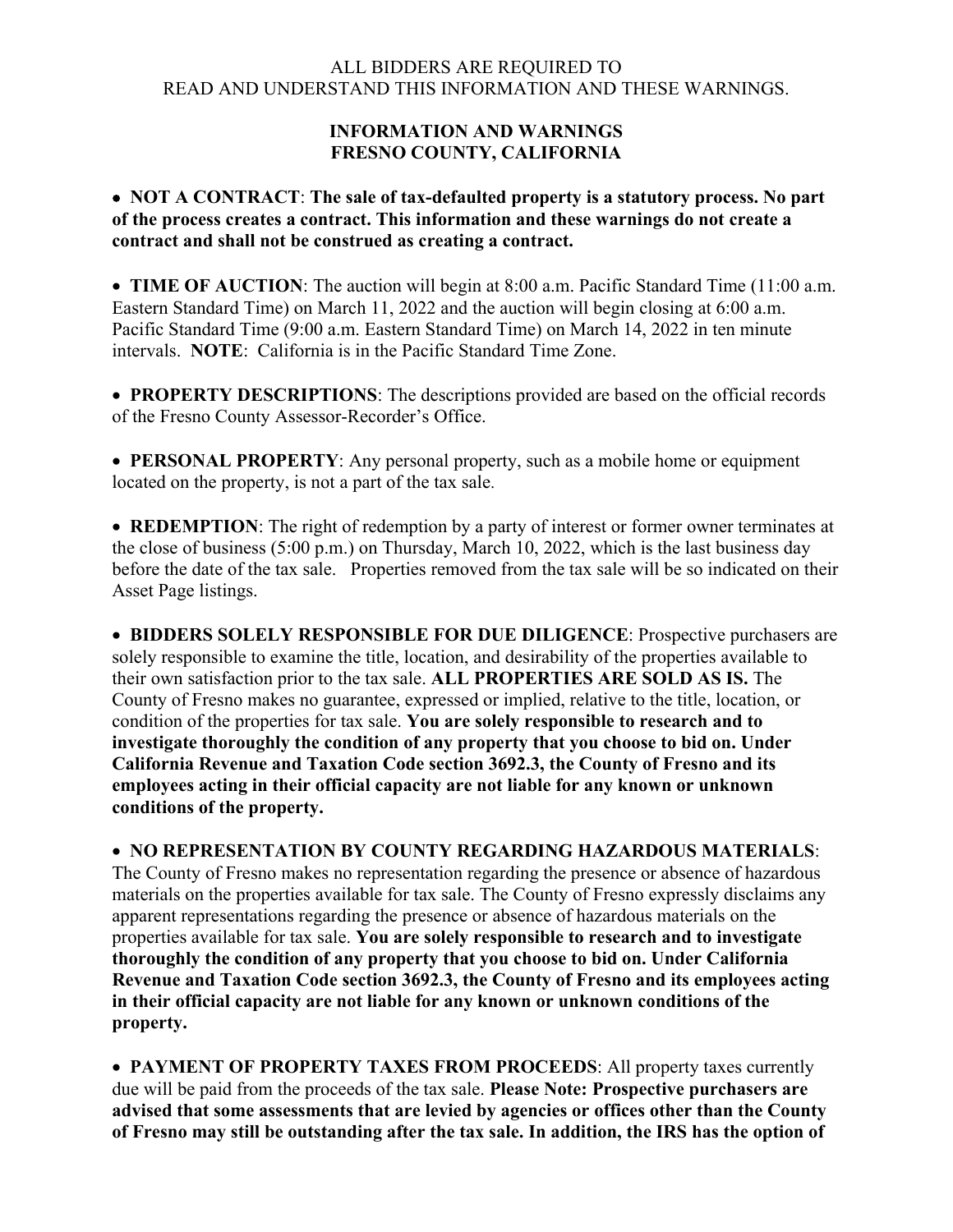ALL BIDDERS ARE REQUIRED TO
READ AND UNDERSTAND THIS INFORMATION AND THESE WARNINGS.

**INFORMATION AND WARNINGS**
**FRESNO COUNTY, CALIFORNIA**

- **NOT A CONTRACT**: **The sale of tax-defaulted property is a statutory process. No part of the process creates a contract. This information and these warnings do not create a contract and shall not be construed as creating a contract.**

- **TIME OF AUCTION**: The auction will begin at 8:00 a.m. Pacific Standard Time (11:00 a.m. Eastern Standard Time) on March 11, 2022 and the auction will begin closing at 6:00 a.m. Pacific Standard Time (9:00 a.m. Eastern Standard Time) on March 14, 2022 in ten minute intervals. **NOTE**: California is in the Pacific Standard Time Zone.

- **PROPERTY DESCRIPTIONS**: The descriptions provided are based on the official records of the Fresno County Assessor-Recorder's Office.

- **PERSONAL PROPERTY**: Any personal property, such as a mobile home or equipment located on the property, is not a part of the tax sale.

- **REDEMPTION**: The right of redemption by a party of interest or former owner terminates at the close of business (5:00 p.m.) on Thursday, March 10, 2022, which is the last business day before the date of the tax sale. Properties removed from the tax sale will be so indicated on their Asset Page listings.

- **BIDDERS SOLELY RESPONSIBLE FOR DUE DILIGENCE**: Prospective purchasers are solely responsible to examine the title, location, and desirability of the properties available to their own satisfaction prior to the tax sale. **ALL PROPERTIES ARE SOLD AS IS.** The County of Fresno makes no guarantee, expressed or implied, relative to the title, location, or condition of the properties for tax sale. **You are solely responsible to research and to investigate thoroughly the condition of any property that you choose to bid on. Under California Revenue and Taxation Code section 3692.3, the County of Fresno and its employees acting in their official capacity are not liable for any known or unknown conditions of the property.**

- **NO REPRESENTATION BY COUNTY REGARDING HAZARDOUS MATERIALS**: The County of Fresno makes no representation regarding the presence or absence of hazardous materials on the properties available for tax sale. The County of Fresno expressly disclaims any apparent representations regarding the presence or absence of hazardous materials on the properties available for tax sale. **You are solely responsible to research and to investigate thoroughly the condition of any property that you choose to bid on. Under California Revenue and Taxation Code section 3692.3, the County of Fresno and its employees acting in their official capacity are not liable for any known or unknown conditions of the property.**

- **PAYMENT OF PROPERTY TAXES FROM PROCEEDS**: All property taxes currently due will be paid from the proceeds of the tax sale. **Please Note: Prospective purchasers are advised that some assessments that are levied by agencies or offices other than the County of Fresno may still be outstanding after the tax sale. In addition, the IRS has the option of**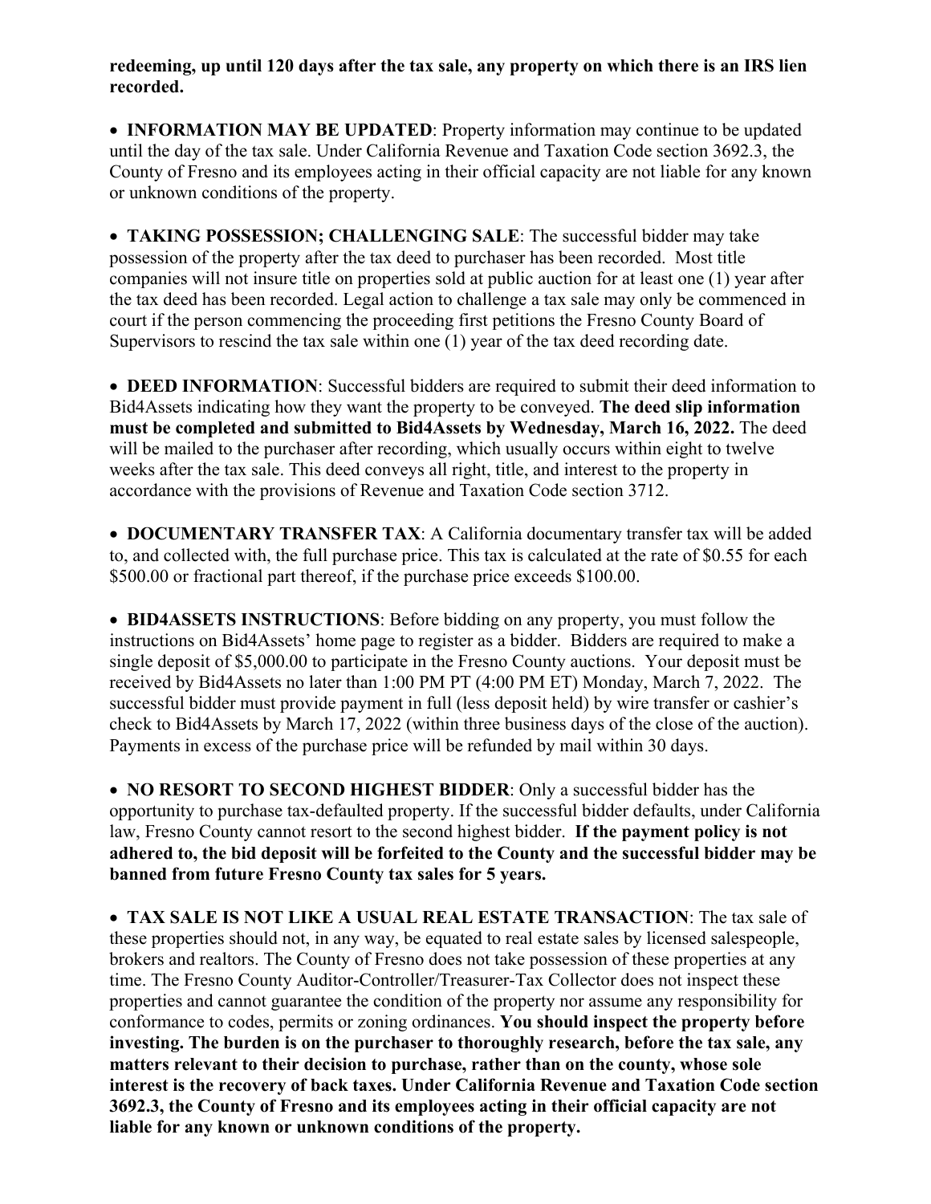**redeeming, up until 120 days after the tax sale, any property on which there is an IRS lien recorded.**

- **INFORMATION MAY BE UPDATED**: Property information may continue to be updated until the day of the tax sale. Under California Revenue and Taxation Code section 3692.3, the County of Fresno and its employees acting in their official capacity are not liable for any known or unknown conditions of the property.

- **TAKING POSSESSION; CHALLENGING SALE**: The successful bidder may take possession of the property after the tax deed to purchaser has been recorded. Most title companies will not insure title on properties sold at public auction for at least one (1) year after the tax deed has been recorded. Legal action to challenge a tax sale may only be commenced in court if the person commencing the proceeding first petitions the Fresno County Board of Supervisors to rescind the tax sale within one (1) year of the tax deed recording date.

- **DEED INFORMATION**: Successful bidders are required to submit their deed information to Bid4Assets indicating how they want the property to be conveyed. **The deed slip information must be completed and submitted to Bid4Assets by Wednesday, March 16, 2022.** The deed will be mailed to the purchaser after recording, which usually occurs within eight to twelve weeks after the tax sale. This deed conveys all right, title, and interest to the property in accordance with the provisions of Revenue and Taxation Code section 3712.

- **DOCUMENTARY TRANSFER TAX**: A California documentary transfer tax will be added to, and collected with, the full purchase price. This tax is calculated at the rate of $0.55 for each $500.00 or fractional part thereof, if the purchase price exceeds $100.00.

- **BID4ASSETS INSTRUCTIONS**: Before bidding on any property, you must follow the instructions on Bid4Assets' home page to register as a bidder. Bidders are required to make a single deposit of $5,000.00 to participate in the Fresno County auctions. Your deposit must be received by Bid4Assets no later than 1:00 PM PT (4:00 PM ET) Monday, March 7, 2022. The successful bidder must provide payment in full (less deposit held) by wire transfer or cashier's check to Bid4Assets by March 17, 2022 (within three business days of the close of the auction). Payments in excess of the purchase price will be refunded by mail within 30 days.

- **NO RESORT TO SECOND HIGHEST BIDDER**: Only a successful bidder has the opportunity to purchase tax-defaulted property. If the successful bidder defaults, under California law, Fresno County cannot resort to the second highest bidder. **If the payment policy is not adhered to, the bid deposit will be forfeited to the County and the successful bidder may be banned from future Fresno County tax sales for 5 years.**

- **TAX SALE IS NOT LIKE A USUAL REAL ESTATE TRANSACTION**: The tax sale of these properties should not, in any way, be equated to real estate sales by licensed salespeople, brokers and realtors. The County of Fresno does not take possession of these properties at any time. The Fresno County Auditor-Controller/Treasurer-Tax Collector does not inspect these properties and cannot guarantee the condition of the property nor assume any responsibility for conformance to codes, permits or zoning ordinances. **You should inspect the property before investing. The burden is on the purchaser to thoroughly research, before the tax sale, any matters relevant to their decision to purchase, rather than on the county, whose sole interest is the recovery of back taxes. Under California Revenue and Taxation Code section 3692.3, the County of Fresno and its employees acting in their official capacity are not liable for any known or unknown conditions of the property.**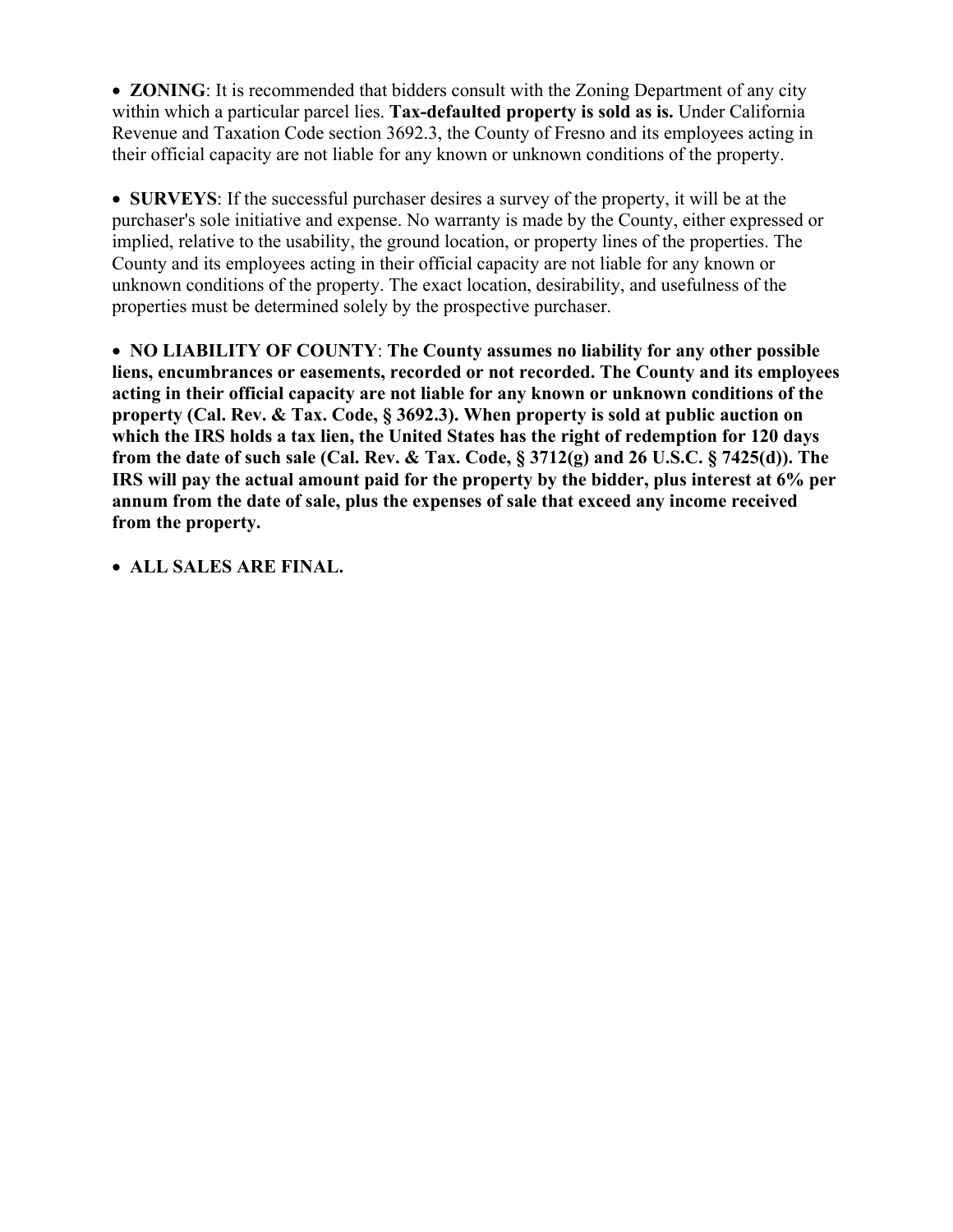- **ZONING**: It is recommended that bidders consult with the Zoning Department of any city within which a particular parcel lies. **Tax-defaulted property is sold as is.** Under California Revenue and Taxation Code section 3692.3, the County of Fresno and its employees acting in their official capacity are not liable for any known or unknown conditions of the property.

- **SURVEYS**: If the successful purchaser desires a survey of the property, it will be at the purchaser's sole initiative and expense. No warranty is made by the County, either expressed or implied, relative to the usability, the ground location, or property lines of the properties. The County and its employees acting in their official capacity are not liable for any known or unknown conditions of the property. The exact location, desirability, and usefulness of the properties must be determined solely by the prospective purchaser.

- **NO LIABILITY OF COUNTY**: **The County assumes no liability for any other possible liens, encumbrances or easements, recorded or not recorded. The County and its employees acting in their official capacity are not liable for any known or unknown conditions of the property (Cal. Rev. & Tax. Code, § 3692.3). When property is sold at public auction on which the IRS holds a tax lien, the United States has the right of redemption for 120 days from the date of such sale (Cal. Rev. & Tax. Code, § 3712(g) and 26 U.S.C. § 7425(d)). The IRS will pay the actual amount paid for the property by the bidder, plus interest at 6% per annum from the date of sale, plus the expenses of sale that exceed any income received from the property.**

- **ALL SALES ARE FINAL.**